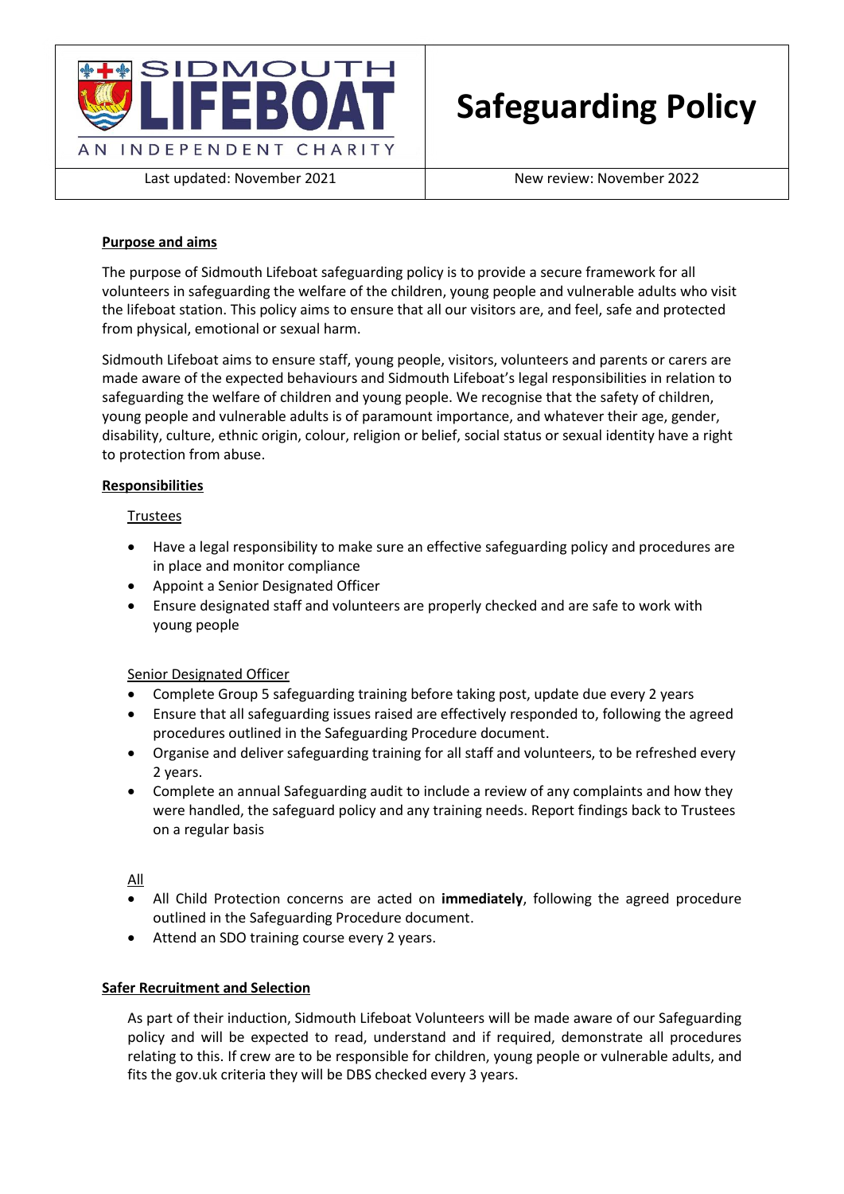| SIDMOUTH LIFEBOAT – AN INDEPENDENT CHARITY | # Safeguarding Policy |
|---|---|
| Last updated: November 2021 | New review: November 2022 |

## Purpose and aims

The purpose of Sidmouth Lifeboat safeguarding policy is to provide a secure framework for all volunteers in safeguarding the welfare of the children, young people and vulnerable adults who visit the lifeboat station. This policy aims to ensure that all our visitors are, and feel, safe and protected from physical, emotional or sexual harm.

Sidmouth Lifeboat aims to ensure staff, young people, visitors, volunteers and parents or carers are made aware of the expected behaviours and Sidmouth Lifeboat's legal responsibilities in relation to safeguarding the welfare of children and young people. We recognise that the safety of children, young people and vulnerable adults is of paramount importance, and whatever their age, gender, disability, culture, ethnic origin, colour, religion or belief, social status or sexual identity have a right to protection from abuse.

## Responsibilities

### Trustees

- Have a legal responsibility to make sure an effective safeguarding policy and procedures are in place and monitor compliance
- Appoint a Senior Designated Officer
- Ensure designated staff and volunteers are properly checked and are safe to work with young people

### Senior Designated Officer

- Complete Group 5 safeguarding training before taking post, update due every 2 years
- Ensure that all safeguarding issues raised are effectively responded to, following the agreed procedures outlined in the Safeguarding Procedure document.
- Organise and deliver safeguarding training for all staff and volunteers, to be refreshed every 2 years.
- Complete an annual Safeguarding audit to include a review of any complaints and how they were handled, the safeguard policy and any training needs. Report findings back to Trustees on a regular basis

### All

- All Child Protection concerns are acted on **immediately**, following the agreed procedure outlined in the Safeguarding Procedure document.
- Attend an SDO training course every 2 years.

## Safer Recruitment and Selection

As part of their induction, Sidmouth Lifeboat Volunteers will be made aware of our Safeguarding policy and will be expected to read, understand and if required, demonstrate all procedures relating to this. If crew are to be responsible for children, young people or vulnerable adults, and fits the gov.uk criteria they will be DBS checked every 3 years.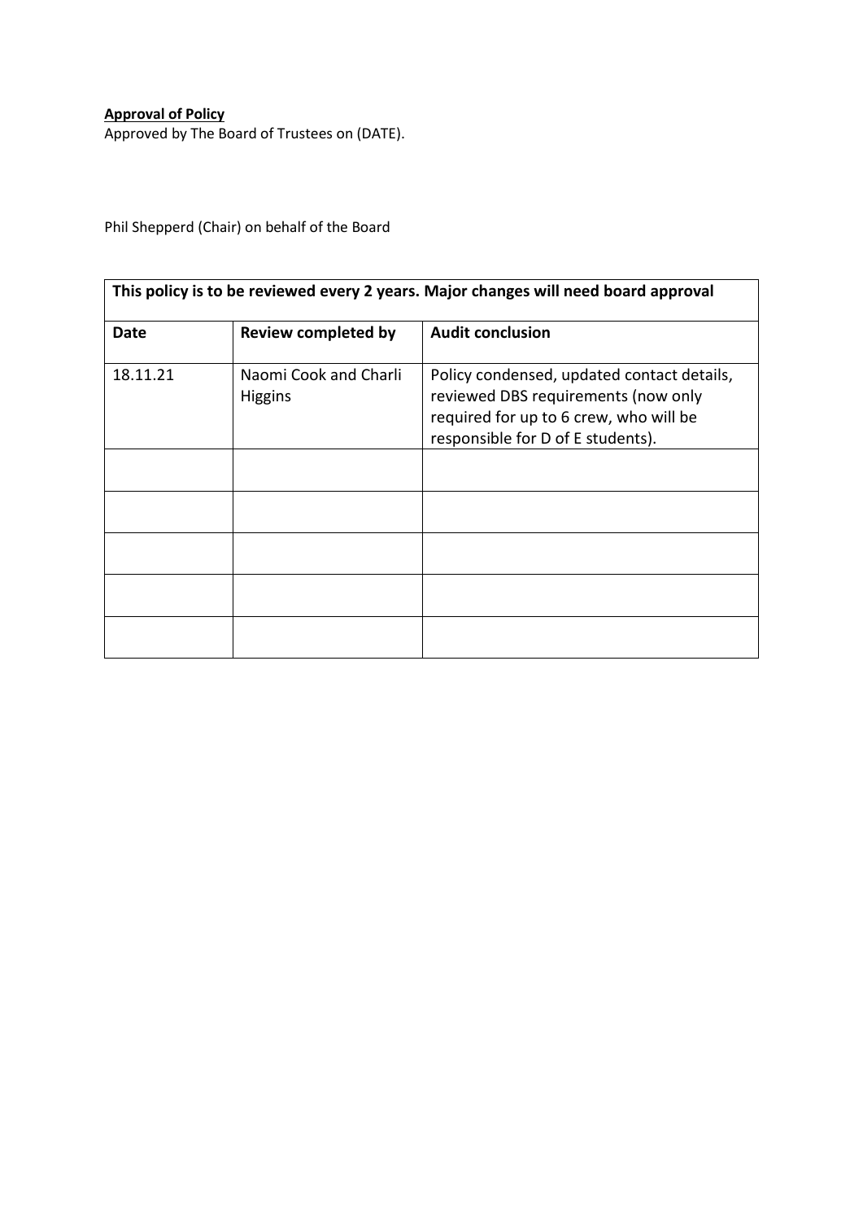**Approval of Policy**

Approved by The Board of Trustees on (DATE).

Phil Shepperd (Chair) on behalf of the Board

| **This policy is to be reviewed every 2 years. Major changes will need board approval** | | |
|---|---|---|
| **Date** | **Review completed by** | **Audit conclusion** |
| 18.11.21 | Naomi Cook and Charli Higgins | Policy condensed, updated contact details, reviewed DBS requirements (now only required for up to 6 crew, who will be responsible for D of E students). |
| | | |
| | | |
| | | |
| | | |
| | | |